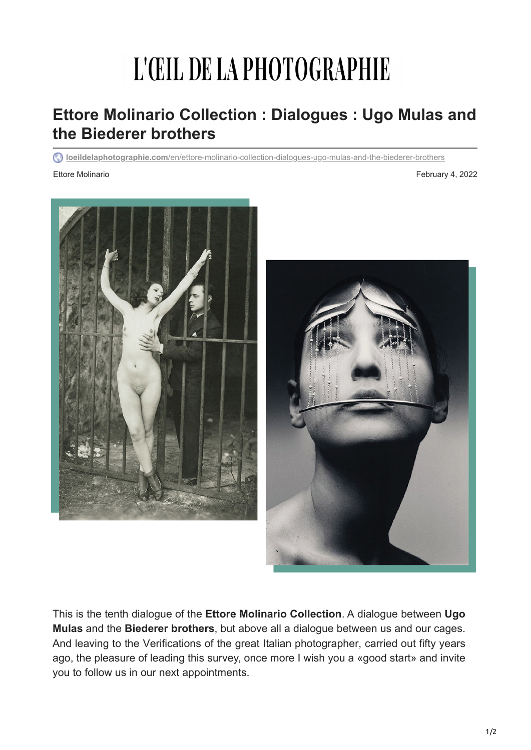# L'ŒIL DE LA PHOTOGRAPHIE

## Ettore Molinario Collection : Dialogues : Ugo Mulas and the Biederer brothers

loeildelaphotographie.com/en/ettore-molinario-collection-dialogues-ugo-mulas-and-the-biederer-brothers

Ettore Molinario

February 4, 2022

This is the tenth dialogue of the **Ettore Molinario Collection**. A dialogue between **Ugo Mulas** and the **Biederer brothers**, but above all a dialogue between us and our cages. And leaving to the Verifications of the great Italian photographer, carried out fifty years ago, the pleasure of leading this survey, once more I wish you a «good start» and invite you to follow us in our next appointments.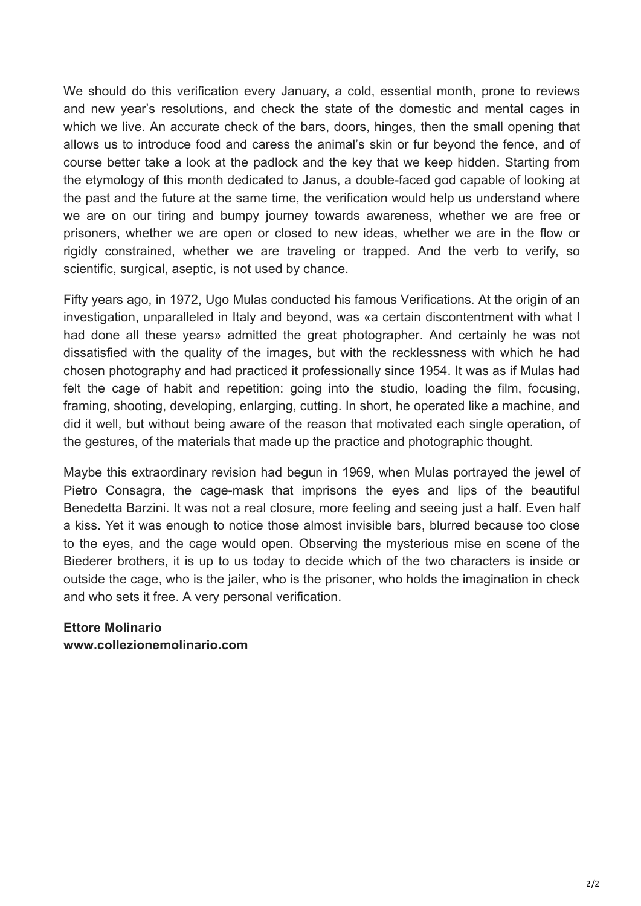We should do this verification every January, a cold, essential month, prone to reviews and new year's resolutions, and check the state of the domestic and mental cages in which we live. An accurate check of the bars, doors, hinges, then the small opening that allows us to introduce food and caress the animal's skin or fur beyond the fence, and of course better take a look at the padlock and the key that we keep hidden. Starting from the etymology of this month dedicated to Janus, a double-faced god capable of looking at the past and the future at the same time, the verification would help us understand where we are on our tiring and bumpy journey towards awareness, whether we are free or prisoners, whether we are open or closed to new ideas, whether we are in the flow or rigidly constrained, whether we are traveling or trapped. And the verb to verify, so scientific, surgical, aseptic, is not used by chance.

Fifty years ago, in 1972, Ugo Mulas conducted his famous Verifications. At the origin of an investigation, unparalleled in Italy and beyond, was «a certain discontentment with what I had done all these years» admitted the great photographer. And certainly he was not dissatisfied with the quality of the images, but with the recklessness with which he had chosen photography and had practiced it professionally since 1954. It was as if Mulas had felt the cage of habit and repetition: going into the studio, loading the film, focusing, framing, shooting, developing, enlarging, cutting. In short, he operated like a machine, and did it well, but without being aware of the reason that motivated each single operation, of the gestures, of the materials that made up the practice and photographic thought.

Maybe this extraordinary revision had begun in 1969, when Mulas portrayed the jewel of Pietro Consagra, the cage-mask that imprisons the eyes and lips of the beautiful Benedetta Barzini. It was not a real closure, more feeling and seeing just a half. Even half a kiss. Yet it was enough to notice those almost invisible bars, blurred because too close to the eyes, and the cage would open. Observing the mysterious mise en scene of the Biederer brothers, it is up to us today to decide which of the two characters is inside or outside the cage, who is the jailer, who is the prisoner, who holds the imagination in check and who sets it free. A very personal verification.

**Ettore Molinario**
**www.collezionemolinario.com**